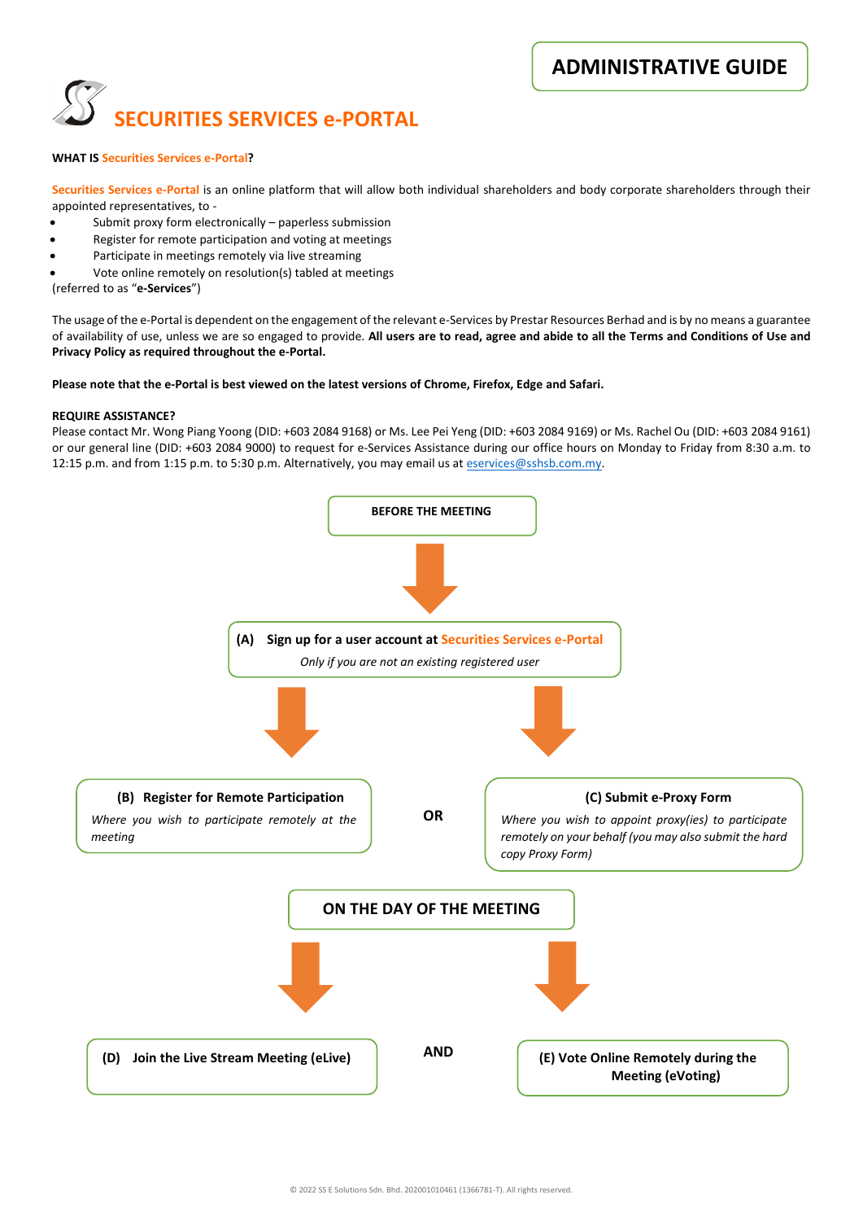# ADMINISTRATIVE GUIDE

# SECURITIES SERVICES e-PORTAL

**WHAT IS Securities Services e-Portal?**

Securities Services e-Portal is an online platform that will allow both individual shareholders and body corporate shareholders through their appointed representatives, to -

- Submit proxy form electronically – paperless submission
- Register for remote participation and voting at meetings
- Participate in meetings remotely via live streaming
- Vote online remotely on resolution(s) tabled at meetings

(referred to as "**e-Services**")

The usage of the e-Portal is dependent on the engagement of the relevant e-Services by Prestar Resources Berhad and is by no means a guarantee of availability of use, unless we are so engaged to provide. **All users are to read, agree and abide to all the Terms and Conditions of Use and Privacy Policy as required throughout the e-Portal.**

**Please note that the e-Portal is best viewed on the latest versions of Chrome, Firefox, Edge and Safari.**

**REQUIRE ASSISTANCE?**

Please contact Mr. Wong Piang Yoong (DID: +603 2084 9168) or Ms. Lee Pei Yeng (DID: +603 2084 9169) or Ms. Rachel Ou (DID: +603 2084 9161) or our general line (DID: +603 2084 9000) to request for e-Services Assistance during our office hours on Monday to Friday from 8:30 a.m. to 12:15 p.m. and from 1:15 p.m. to 5:30 p.m. Alternatively, you may email us at eservices@sshsb.com.my.

**BEFORE THE MEETING**

↓

**(A) Sign up for a user account at Securities Services e-Portal**
*Only if you are not an existing registered user*

↓

**(B) Register for Remote Participation**
*Where you wish to participate remotely at the meeting*

**OR**

**(C) Submit e-Proxy Form**
*Where you wish to appoint proxy(ies) to participate remotely on your behalf (you may also submit the hard copy Proxy Form)*

**ON THE DAY OF THE MEETING**

↓

**(D) Join the Live Stream Meeting (eLive)**

**AND**

**(E) Vote Online Remotely during the Meeting (eVoting)**

© 2022 SS E Solutions Sdn. Bhd. 202001010461 (1366781-T). All rights reserved.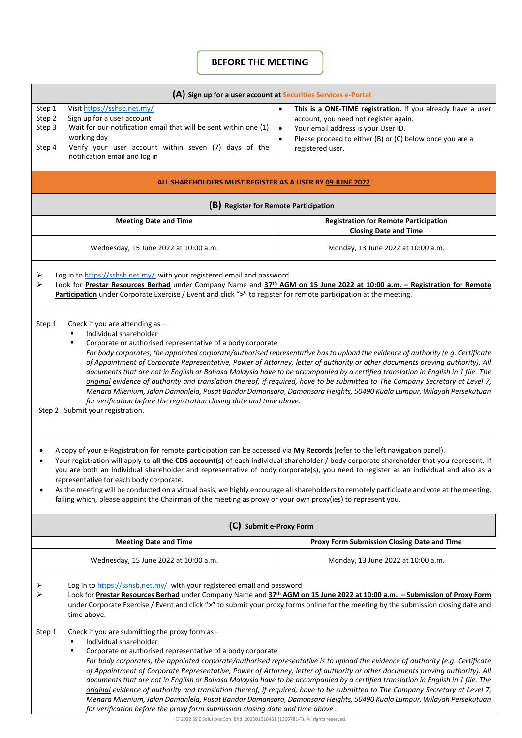# BEFORE THE MEETING

## (A) Sign up for a user account at Securities Services e-Portal

| | |
|---|---|
| Step 1 Visit https://sshsb.net.my/<br>Step 2 Sign up for a user account<br>Step 3 Wait for our notification email that will be sent within one (1) working day<br>Step 4 Verify your user account within seven (7) days of the notification email and log in | • **This is a ONE-TIME registration.** If you already have a user account, you need not register again.<br>• Your email address is your User ID.<br>• Please proceed to either (B) or (C) below once you are a registered user. |

**ALL SHAREHOLDERS MUST REGISTER AS A USER BY 09 JUNE 2022**

## (B) Register for Remote Participation

| Meeting Date and Time | Registration for Remote Participation Closing Date and Time |
|---|---|
| Wednesday, 15 June 2022 at 10:00 a.m. | Monday, 13 June 2022 at 10:00 a.m. |

- Log in to https://sshsb.net.my/ with your registered email and password
- Look for **Prestar Resources Berhad** under Company Name and **37th AGM on 15 June 2022 at 10:00 a.m. – Registration for Remote Participation** under Corporate Exercise / Event and click "**>**" to register for remote participation at the meeting.

Step 1 Check if you are attending as –

- Individual shareholder
- Corporate or authorised representative of a body corporate

  *For body corporates, the appointed corporate/authorised representative has to upload the evidence of authority (e.g. Certificate of Appointment of Corporate Representative, Power of Attorney, letter of authority or other documents proving authority). All documents that are not in English or Bahasa Malaysia have to be accompanied by a certified translation in English in 1 file. The original evidence of authority and translation thereof, if required, have to be submitted to The Company Secretary at Level 7, Menara Milenium, Jalan Damanlela, Pusat Bandar Damansara, Damansara Heights, 50490 Kuala Lumpur, Wilayah Persekutuan for verification before the registration closing date and time above.*

Step 2 Submit your registration.

- A copy of your e-Registration for remote participation can be accessed via **My Records** (refer to the left navigation panel).
- Your registration will apply to **all the CDS account(s)** of each individual shareholder / body corporate shareholder that you represent. If you are both an individual shareholder and representative of body corporate(s), you need to register as an individual and also as a representative for each body corporate.
- As the meeting will be conducted on a virtual basis, we highly encourage all shareholders to remotely participate and vote at the meeting, failing which, please appoint the Chairman of the meeting as proxy or your own proxy(ies) to represent you.

## (C) Submit e-Proxy Form

| Meeting Date and Time | Proxy Form Submission Closing Date and Time |
|---|---|
| Wednesday, 15 June 2022 at 10:00 a.m. | Monday, 13 June 2022 at 10:00 a.m. |

- Log in to https://sshsb.net.my/ with your registered email and password
- Look for **Prestar Resources Berhad** under Company Name and **37th AGM on 15 June 2022 at 10:00 a.m. – Submission of Proxy Form** under Corporate Exercise / Event and click "**>**" to submit your proxy forms online for the meeting by the submission closing date and time above.

Step 1 Check if you are submitting the proxy form as –

- Individual shareholder
- Corporate or authorised representative of a body corporate

  *For body corporates, the appointed corporate/authorised representative is to upload the evidence of authority (e.g. Certificate of Appointment of Corporate Representative, Power of Attorney, letter of authority or other documents proving authority). All documents that are not in English or Bahasa Malaysia have to be accompanied by a certified translation in English in 1 file. The original evidence of authority and translation thereof, if required, have to be submitted to The Company Secretary at Level 7, Menara Milenium, Jalan Damanlela, Pusat Bandar Damansara, Damansara Heights, 50490 Kuala Lumpur, Wilayah Persekutuan for verification before the proxy form submission closing date and time above .*

© 2022 SS E Solutions Sdn. Bhd. 202001010461 (1366781-T). All rights reserved.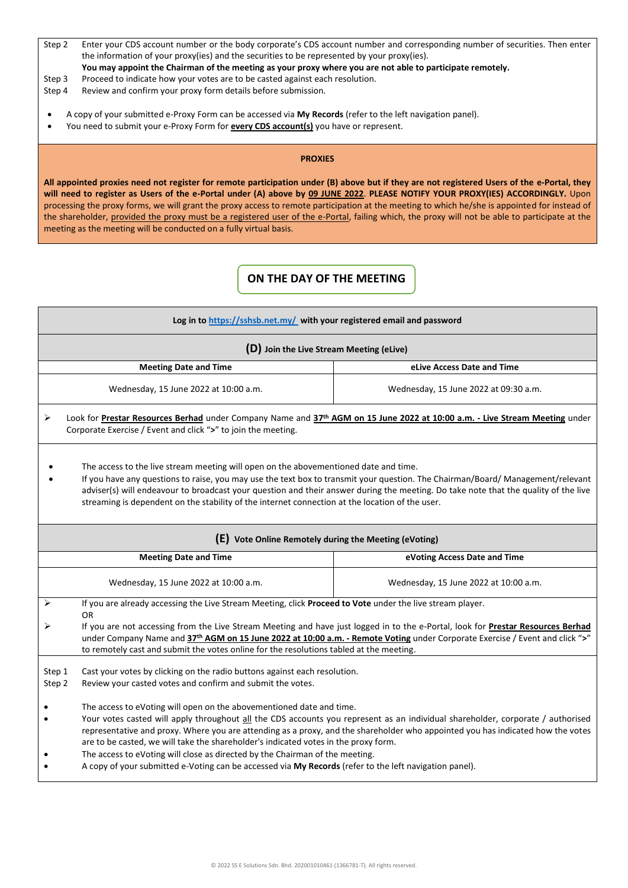Step 2 Enter your CDS account number or the body corporate's CDS account number and corresponding number of securities. Then enter the information of your proxy(ies) and the securities to be represented by your proxy(ies).
**You may appoint the Chairman of the meeting as your proxy where you are not able to participate remotely.**

Step 3 Proceed to indicate how your votes are to be casted against each resolution.

Step 4 Review and confirm your proxy form details before submission.

- A copy of your submitted e-Proxy Form can be accessed via **My Records** (refer to the left navigation panel).
- You need to submit your e-Proxy Form for **every CDS account(s)** you have or represent.

**PROXIES**

**All appointed proxies need not register for remote participation under (B) above but if they are not registered Users of the e-Portal, they will need to register as Users of the e-Portal under (A) above by 09 JUNE 2022. PLEASE NOTIFY YOUR PROXY(IES) ACCORDINGLY.** Upon processing the proxy forms, we will grant the proxy access to remote participation at the meeting to which he/she is appointed for instead of the shareholder, provided the proxy must be a registered user of the e-Portal, failing which, the proxy will not be able to participate at the meeting as the meeting will be conducted on a fully virtual basis.

## ON THE DAY OF THE MEETING

**Log in to https://sshsb.net.my/ with your registered email and password**

### (D) Join the Live Stream Meeting (eLive)

| Meeting Date and Time | eLive Access Date and Time |
| --- | --- |
| Wednesday, 15 June 2022 at 10:00 a.m. | Wednesday, 15 June 2022 at 09:30 a.m. |

➢ Look for **Prestar Resources Berhad** under Company Name and **37th AGM on 15 June 2022 at 10:00 a.m. - Live Stream Meeting** under Corporate Exercise / Event and click "**>**" to join the meeting.

- The access to the live stream meeting will open on the abovementioned date and time.
- If you have any questions to raise, you may use the text box to transmit your question. The Chairman/Board/ Management/relevant adviser(s) will endeavour to broadcast your question and their answer during the meeting. Do take note that the quality of the live streaming is dependent on the stability of the internet connection at the location of the user.

### (E) Vote Online Remotely during the Meeting (eVoting)

| Meeting Date and Time | eVoting Access Date and Time |
| --- | --- |
| Wednesday, 15 June 2022 at 10:00 a.m. | Wednesday, 15 June 2022 at 10:00 a.m. |

➢ If you are already accessing the Live Stream Meeting, click **Proceed to Vote** under the live stream player.

OR

➢ If you are not accessing from the Live Stream Meeting and have just logged in to the e-Portal, look for **Prestar Resources Berhad** under Company Name and **37th AGM on 15 June 2022 at 10:00 a.m. - Remote Voting** under Corporate Exercise / Event and click "**>**" to remotely cast and submit the votes online for the resolutions tabled at the meeting.

Step 1 Cast your votes by clicking on the radio buttons against each resolution.

Step 2 Review your casted votes and confirm and submit the votes.

- The access to eVoting will open on the abovementioned date and time.
- Your votes casted will apply throughout all the CDS accounts you represent as an individual shareholder, corporate / authorised representative and proxy. Where you are attending as a proxy, and the shareholder who appointed you has indicated how the votes are to be casted, we will take the shareholder's indicated votes in the proxy form.
- The access to eVoting will close as directed by the Chairman of the meeting.
- A copy of your submitted e-Voting can be accessed via **My Records** (refer to the left navigation panel).

© 2022 SS E Solutions Sdn. Bhd. 202001010461 (1366781-T). All rights reserved.